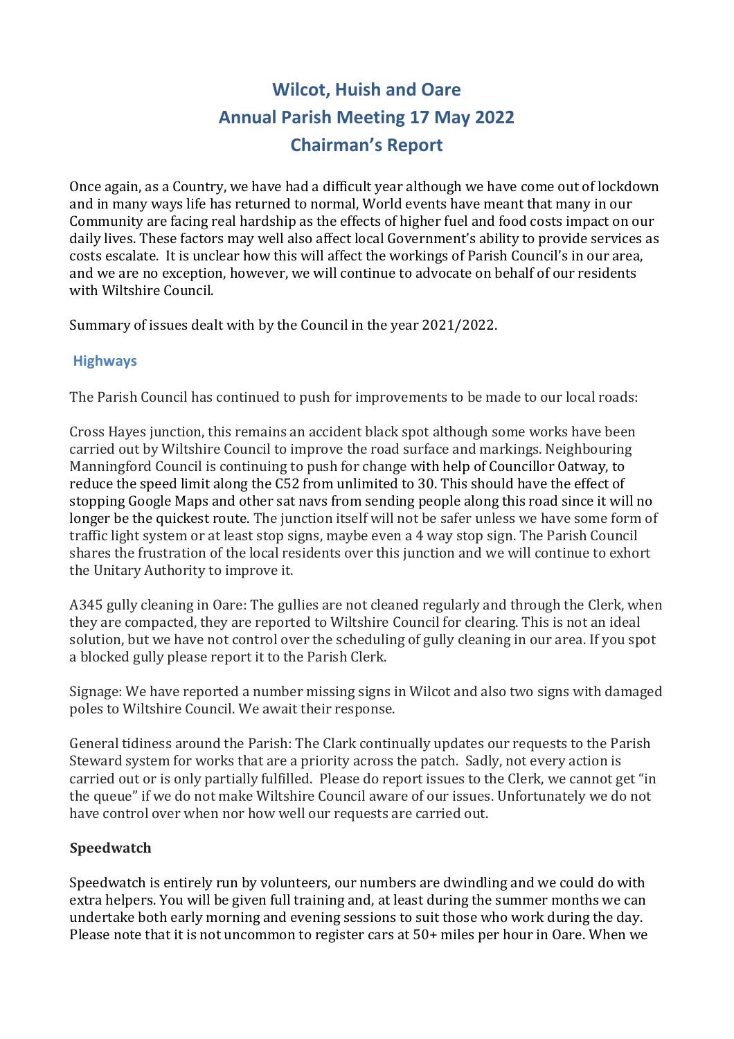# Wilcot, Huish and Oare
# Annual Parish Meeting 17 May 2022
# Chairman's Report

Once again, as a Country, we have had a difficult year although we have come out of lockdown and in many ways life has returned to normal, World events have meant that many in our Community are facing real hardship as the effects of higher fuel and food costs impact on our daily lives. These factors may well also affect local Government's ability to provide services as costs escalate. It is unclear how this will affect the workings of Parish Council's in our area, and we are no exception, however, we will continue to advocate on behalf of our residents with Wiltshire Council.

Summary of issues dealt with by the Council in the year 2021/2022.

## Highways

The Parish Council has continued to push for improvements to be made to our local roads:

Cross Hayes junction, this remains an accident black spot although some works have been carried out by Wiltshire Council to improve the road surface and markings. Neighbouring Manningford Council is continuing to push for change with help of Councillor Oatway, to reduce the speed limit along the C52 from unlimited to 30. This should have the effect of stopping Google Maps and other sat navs from sending people along this road since it will no longer be the quickest route. The junction itself will not be safer unless we have some form of traffic light system or at least stop signs, maybe even a 4 way stop sign. The Parish Council shares the frustration of the local residents over this junction and we will continue to exhort the Unitary Authority to improve it.

A345 gully cleaning in Oare: The gullies are not cleaned regularly and through the Clerk, when they are compacted, they are reported to Wiltshire Council for clearing. This is not an ideal solution, but we have not control over the scheduling of gully cleaning in our area. If you spot a blocked gully please report it to the Parish Clerk.

Signage: We have reported a number missing signs in Wilcot and also two signs with damaged poles to Wiltshire Council. We await their response.

General tidiness around the Parish: The Clark continually updates our requests to the Parish Steward system for works that are a priority across the patch. Sadly, not every action is carried out or is only partially fulfilled. Please do report issues to the Clerk, we cannot get "in the queue" if we do not make Wiltshire Council aware of our issues. Unfortunately we do not have control over when nor how well our requests are carried out.

## Speedwatch

Speedwatch is entirely run by volunteers, our numbers are dwindling and we could do with extra helpers. You will be given full training and, at least during the summer months we can undertake both early morning and evening sessions to suit those who work during the day. Please note that it is not uncommon to register cars at 50+ miles per hour in Oare. When we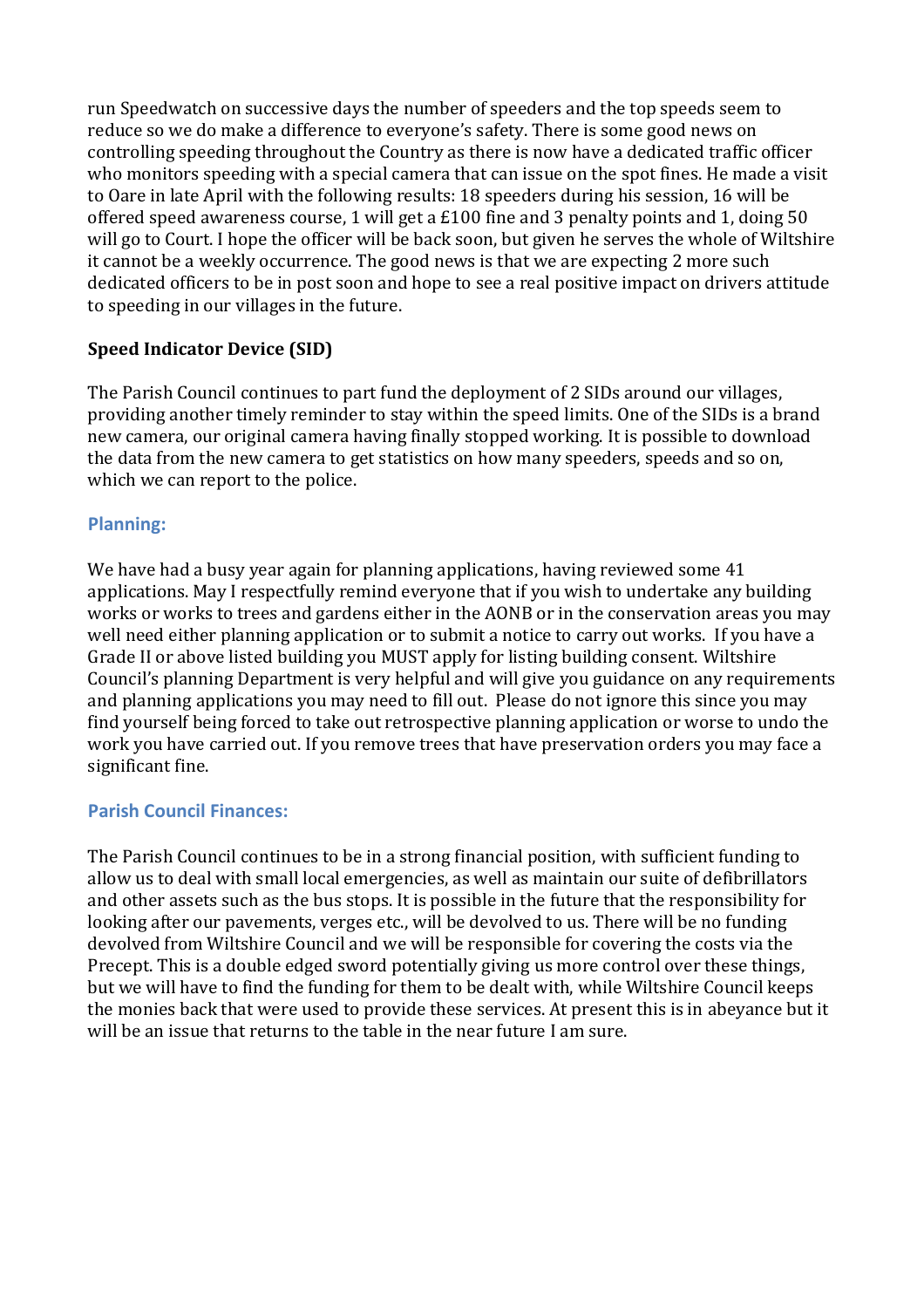run Speedwatch on successive days the number of speeders and the top speeds seem to reduce so we do make a difference to everyone's safety. There is some good news on controlling speeding throughout the Country as there is now have a dedicated traffic officer who monitors speeding with a special camera that can issue on the spot fines. He made a visit to Oare in late April with the following results: 18 speeders during his session, 16 will be offered speed awareness course, 1 will get a £100 fine and 3 penalty points and 1, doing 50 will go to Court. I hope the officer will be back soon, but given he serves the whole of Wiltshire it cannot be a weekly occurrence. The good news is that we are expecting 2 more such dedicated officers to be in post soon and hope to see a real positive impact on drivers attitude to speeding in our villages in the future.

**Speed Indicator Device (SID)**

The Parish Council continues to part fund the deployment of 2 SIDs around our villages, providing another timely reminder to stay within the speed limits. One of the SIDs is a brand new camera, our original camera having finally stopped working. It is possible to download the data from the new camera to get statistics on how many speeders, speeds and so on, which we can report to the police.

## Planning:

We have had a busy year again for planning applications, having reviewed some 41 applications. May I respectfully remind everyone that if you wish to undertake any building works or works to trees and gardens either in the AONB or in the conservation areas you may well need either planning application or to submit a notice to carry out works. If you have a Grade II or above listed building you MUST apply for listing building consent. Wiltshire Council's planning Department is very helpful and will give you guidance on any requirements and planning applications you may need to fill out. Please do not ignore this since you may find yourself being forced to take out retrospective planning application or worse to undo the work you have carried out. If you remove trees that have preservation orders you may face a significant fine.

## Parish Council Finances:

The Parish Council continues to be in a strong financial position, with sufficient funding to allow us to deal with small local emergencies, as well as maintain our suite of defibrillators and other assets such as the bus stops. It is possible in the future that the responsibility for looking after our pavements, verges etc., will be devolved to us. There will be no funding devolved from Wiltshire Council and we will be responsible for covering the costs via the Precept. This is a double edged sword potentially giving us more control over these things, but we will have to find the funding for them to be dealt with, while Wiltshire Council keeps the monies back that were used to provide these services. At present this is in abeyance but it will be an issue that returns to the table in the near future I am sure.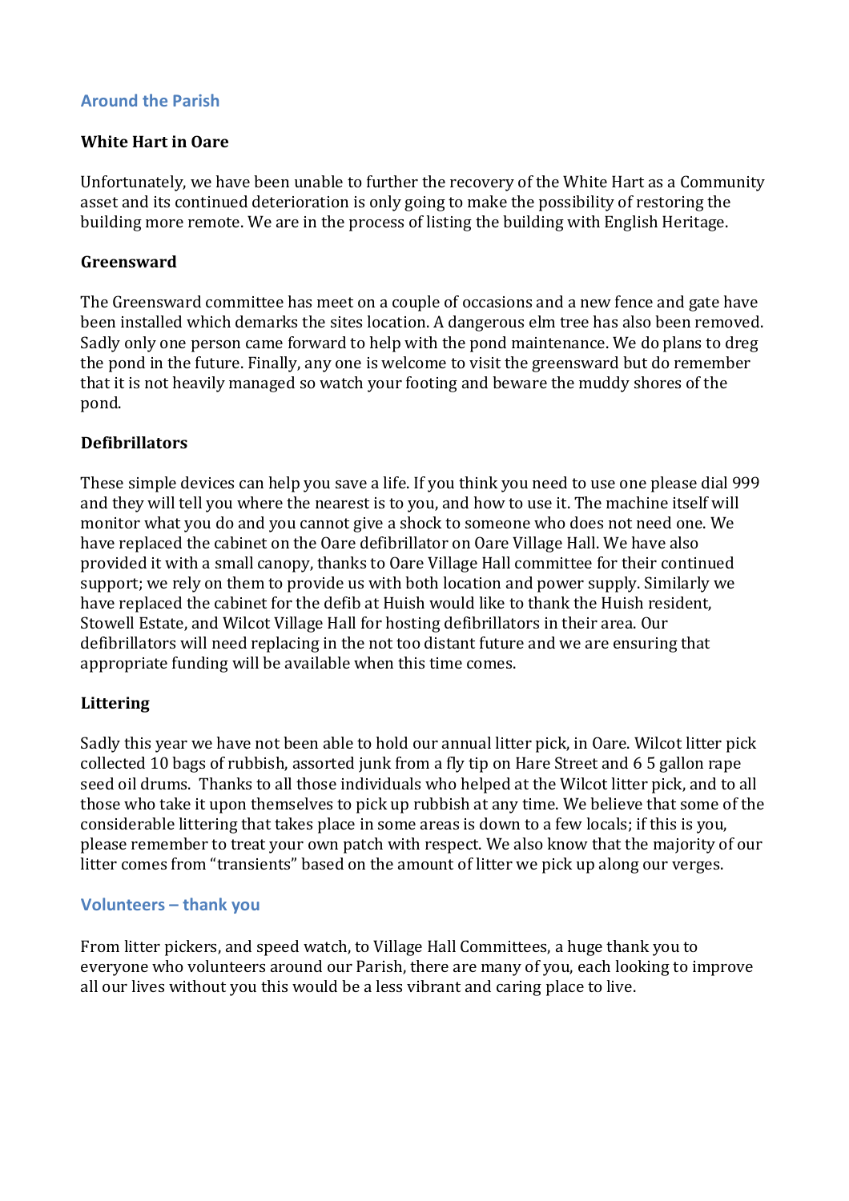## Around the Parish

### White Hart in Oare

Unfortunately, we have been unable to further the recovery of the White Hart as a Community asset and its continued deterioration is only going to make the possibility of restoring the building more remote. We are in the process of listing the building with English Heritage.

### Greensward

The Greensward committee has meet on a couple of occasions and a new fence and gate have been installed which demarks the sites location. A dangerous elm tree has also been removed. Sadly only one person came forward to help with the pond maintenance. We do plans to dreg the pond in the future. Finally, any one is welcome to visit the greensward but do remember that it is not heavily managed so watch your footing and beware the muddy shores of the pond.

### Defibrillators

These simple devices can help you save a life. If you think you need to use one please dial 999 and they will tell you where the nearest is to you, and how to use it. The machine itself will monitor what you do and you cannot give a shock to someone who does not need one. We have replaced the cabinet on the Oare defibrillator on Oare Village Hall. We have also provided it with a small canopy, thanks to Oare Village Hall committee for their continued support; we rely on them to provide us with both location and power supply. Similarly we have replaced the cabinet for the defib at Huish would like to thank the Huish resident, Stowell Estate, and Wilcot Village Hall for hosting defibrillators in their area. Our defibrillators will need replacing in the not too distant future and we are ensuring that appropriate funding will be available when this time comes.

### Littering

Sadly this year we have not been able to hold our annual litter pick, in Oare. Wilcot litter pick collected 10 bags of rubbish, assorted junk from a fly tip on Hare Street and 6 5 gallon rape seed oil drums. Thanks to all those individuals who helped at the Wilcot litter pick, and to all those who take it upon themselves to pick up rubbish at any time. We believe that some of the considerable littering that takes place in some areas is down to a few locals; if this is you, please remember to treat your own patch with respect. We also know that the majority of our litter comes from "transients" based on the amount of litter we pick up along our verges.

## Volunteers – thank you

From litter pickers, and speed watch, to Village Hall Committees, a huge thank you to everyone who volunteers around our Parish, there are many of you, each looking to improve all our lives without you this would be a less vibrant and caring place to live.